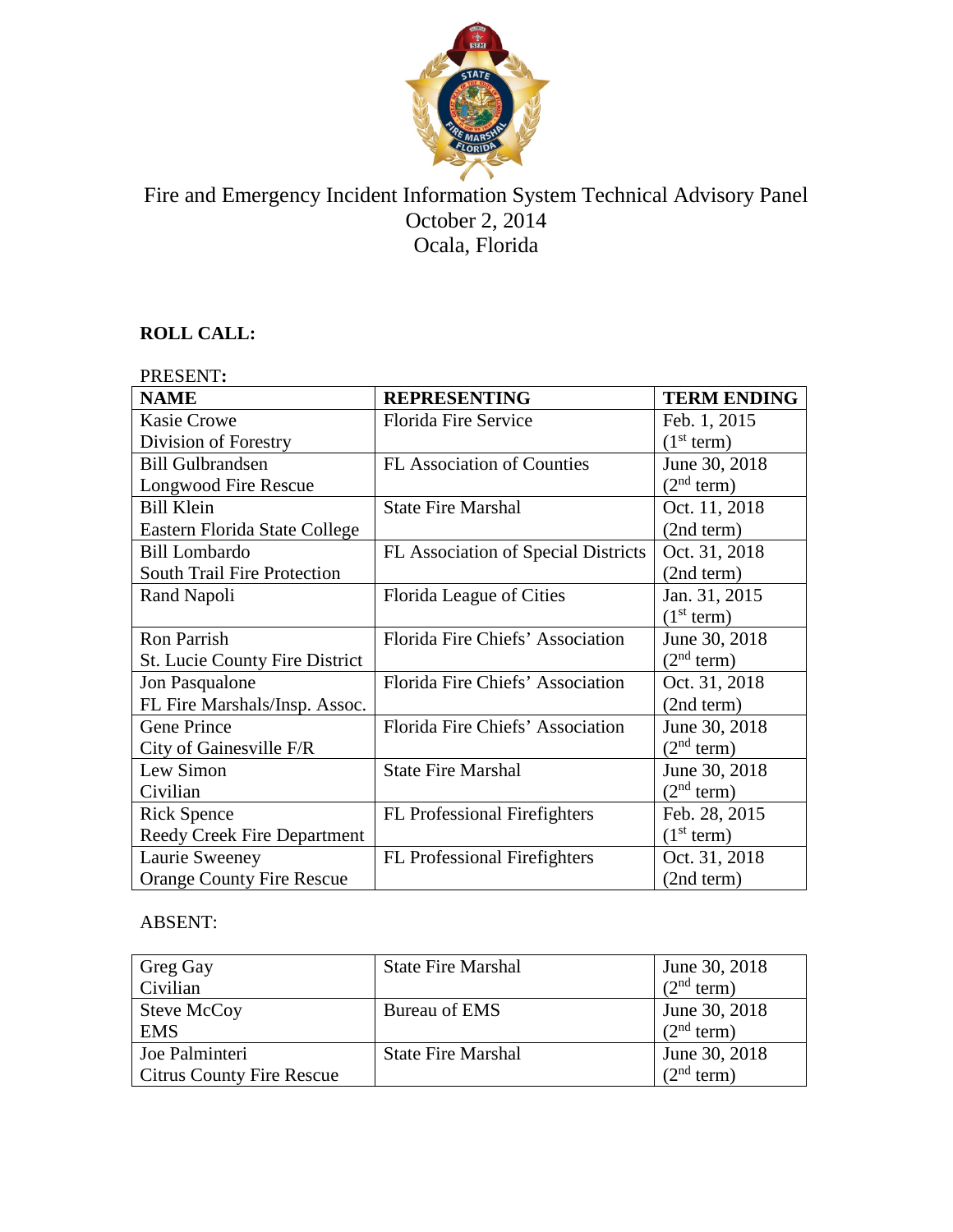# Fire and Emergency Incident Information System Technical Advisory Panel

October 2, 2014

Ocala, Florida

**ROLL CALL:**

PRESENT**:**

| NAME | REPRESENTING | TERM ENDING |
|---|---|---|
| Kasie Crowe<br>Division of Forestry | Florida Fire Service | Feb. 1, 2015<br>(1st term) |
| Bill Gulbrandsen<br>Longwood Fire Rescue | FL Association of Counties | June 30, 2018<br>(2nd term) |
| Bill Klein<br>Eastern Florida State College | State Fire Marshal | Oct. 11, 2018<br>(2nd term) |
| Bill Lombardo<br>South Trail Fire Protection | FL Association of Special Districts | Oct. 31, 2018<br>(2nd term) |
| Rand Napoli | Florida League of Cities | Jan. 31, 2015<br>(1st term) |
| Ron Parrish<br>St. Lucie County Fire District | Florida Fire Chiefs' Association | June 30, 2018<br>(2nd term) |
| Jon Pasqualone<br>FL Fire Marshals/Insp. Assoc. | Florida Fire Chiefs' Association | Oct. 31, 2018<br>(2nd term) |
| Gene Prince<br>City of Gainesville F/R | Florida Fire Chiefs' Association | June 30, 2018<br>(2nd term) |
| Lew Simon<br>Civilian | State Fire Marshal | June 30, 2018<br>(2nd term) |
| Rick Spence<br>Reedy Creek Fire Department | FL Professional Firefighters | Feb. 28, 2015<br>(1st term) |
| Laurie Sweeney<br>Orange County Fire Rescue | FL Professional Firefighters | Oct. 31, 2018<br>(2nd term) |

ABSENT:

| | | |
|---|---|---|
| Greg Gay<br>Civilian | State Fire Marshal | June 30, 2018<br>(2nd term) |
| Steve McCoy<br>EMS | Bureau of EMS | June 30, 2018<br>(2nd term) |
| Joe Palminteri<br>Citrus County Fire Rescue | State Fire Marshal | June 30, 2018<br>(2nd term) |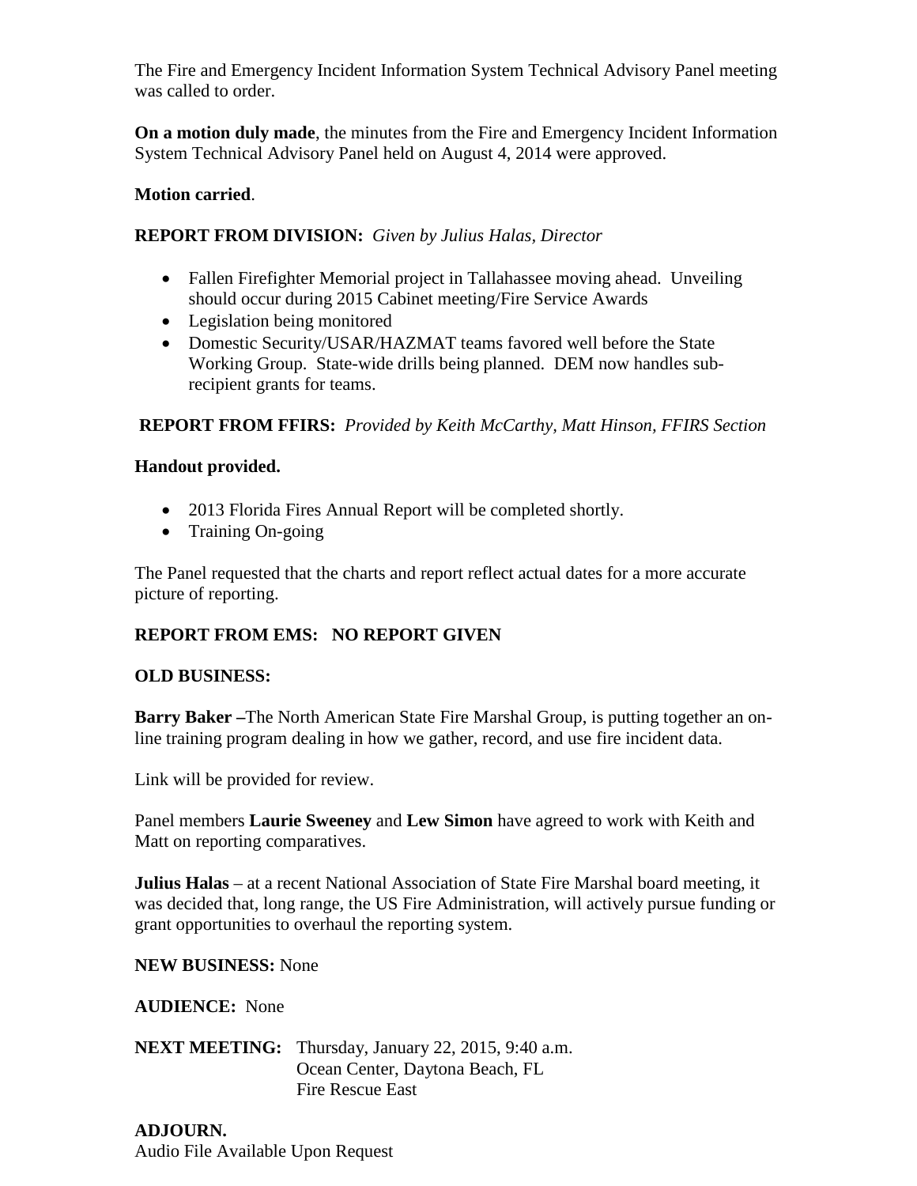The Fire and Emergency Incident Information System Technical Advisory Panel meeting was called to order.

**On a motion duly made**, the minutes from the Fire and Emergency Incident Information System Technical Advisory Panel held on August 4, 2014 were approved.

**Motion carried**.

**REPORT FROM DIVISION:** *Given by Julius Halas, Director*

- Fallen Firefighter Memorial project in Tallahassee moving ahead. Unveiling should occur during 2015 Cabinet meeting/Fire Service Awards
- Legislation being monitored
- Domestic Security/USAR/HAZMAT teams favored well before the State Working Group. State-wide drills being planned. DEM now handles sub-recipient grants for teams.

**REPORT FROM FFIRS:** *Provided by Keith McCarthy, Matt Hinson, FFIRS Section*

**Handout provided.**

- 2013 Florida Fires Annual Report will be completed shortly.
- Training On-going

The Panel requested that the charts and report reflect actual dates for a more accurate picture of reporting.

**REPORT FROM EMS: NO REPORT GIVEN**

**OLD BUSINESS:**

**Barry Baker –**The North American State Fire Marshal Group, is putting together an on-line training program dealing in how we gather, record, and use fire incident data.

Link will be provided for review.

Panel members **Laurie Sweeney** and **Lew Simon** have agreed to work with Keith and Matt on reporting comparatives.

**Julius Halas** – at a recent National Association of State Fire Marshal board meeting, it was decided that, long range, the US Fire Administration, will actively pursue funding or grant opportunities to overhaul the reporting system.

**NEW BUSINESS:** None

**AUDIENCE:** None

**NEXT MEETING:** Thursday, January 22, 2015, 9:40 a.m.
Ocean Center, Daytona Beach, FL
Fire Rescue East

**ADJOURN.**
Audio File Available Upon Request